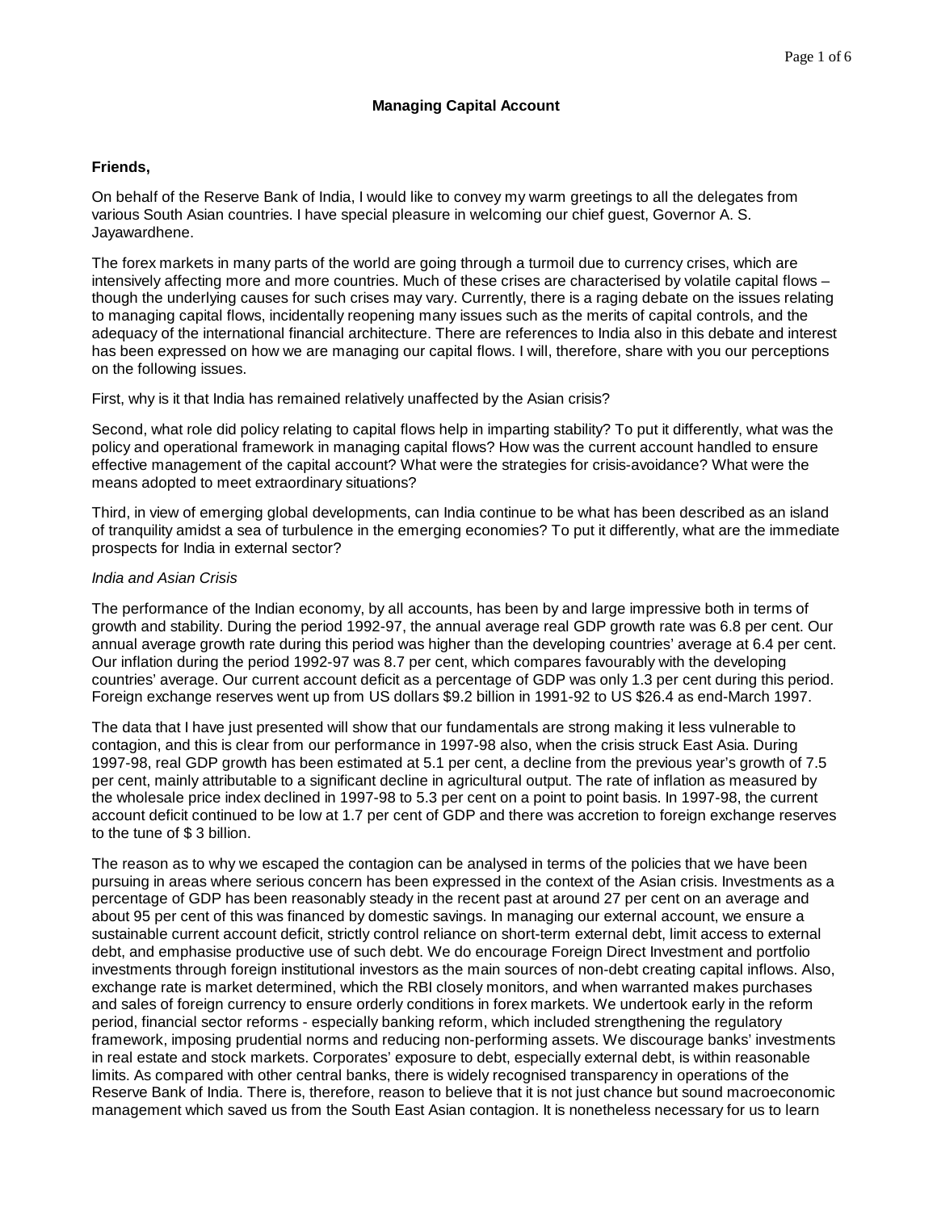# Managing Capital Account

**Friends,**

On behalf of the Reserve Bank of India, I would like to convey my warm greetings to all the delegates from various South Asian countries. I have special pleasure in welcoming our chief guest, Governor A. S. Jayawardhene.

The forex markets in many parts of the world are going through a turmoil due to currency crises, which are intensively affecting more and more countries. Much of these crises are characterised by volatile capital flows – though the underlying causes for such crises may vary. Currently, there is a raging debate on the issues relating to managing capital flows, incidentally reopening many issues such as the merits of capital controls, and the adequacy of the international financial architecture. There are references to India also in this debate and interest has been expressed on how we are managing our capital flows. I will, therefore, share with you our perceptions on the following issues.

First, why is it that India has remained relatively unaffected by the Asian crisis?

Second, what role did policy relating to capital flows help in imparting stability? To put it differently, what was the policy and operational framework in managing capital flows? How was the current account handled to ensure effective management of the capital account? What were the strategies for crisis-avoidance? What were the means adopted to meet extraordinary situations?

Third, in view of emerging global developments, can India continue to be what has been described as an island of tranquility amidst a sea of turbulence in the emerging economies? To put it differently, what are the immediate prospects for India in external sector?

*India and Asian Crisis*

The performance of the Indian economy, by all accounts, has been by and large impressive both in terms of growth and stability. During the period 1992-97, the annual average real GDP growth rate was 6.8 per cent. Our annual average growth rate during this period was higher than the developing countries' average at 6.4 per cent. Our inflation during the period 1992-97 was 8.7 per cent, which compares favourably with the developing countries' average. Our current account deficit as a percentage of GDP was only 1.3 per cent during this period. Foreign exchange reserves went up from US dollars $9.2 billion in 1991-92 to US $26.4 as end-March 1997.

The data that I have just presented will show that our fundamentals are strong making it less vulnerable to contagion, and this is clear from our performance in 1997-98 also, when the crisis struck East Asia. During 1997-98, real GDP growth has been estimated at 5.1 per cent, a decline from the previous year's growth of 7.5 per cent, mainly attributable to a significant decline in agricultural output. The rate of inflation as measured by the wholesale price index declined in 1997-98 to 5.3 per cent on a point to point basis. In 1997-98, the current account deficit continued to be low at 1.7 per cent of GDP and there was accretion to foreign exchange reserves to the tune of $ 3 billion.

The reason as to why we escaped the contagion can be analysed in terms of the policies that we have been pursuing in areas where serious concern has been expressed in the context of the Asian crisis. Investments as a percentage of GDP has been reasonably steady in the recent past at around 27 per cent on an average and about 95 per cent of this was financed by domestic savings. In managing our external account, we ensure a sustainable current account deficit, strictly control reliance on short-term external debt, limit access to external debt, and emphasise productive use of such debt. We do encourage Foreign Direct Investment and portfolio investments through foreign institutional investors as the main sources of non-debt creating capital inflows. Also, exchange rate is market determined, which the RBI closely monitors, and when warranted makes purchases and sales of foreign currency to ensure orderly conditions in forex markets. We undertook early in the reform period, financial sector reforms - especially banking reform, which included strengthening the regulatory framework, imposing prudential norms and reducing non-performing assets. We discourage banks' investments in real estate and stock markets. Corporates' exposure to debt, especially external debt, is within reasonable limits. As compared with other central banks, there is widely recognised transparency in operations of the Reserve Bank of India. There is, therefore, reason to believe that it is not just chance but sound macroeconomic management which saved us from the South East Asian contagion. It is nonetheless necessary for us to learn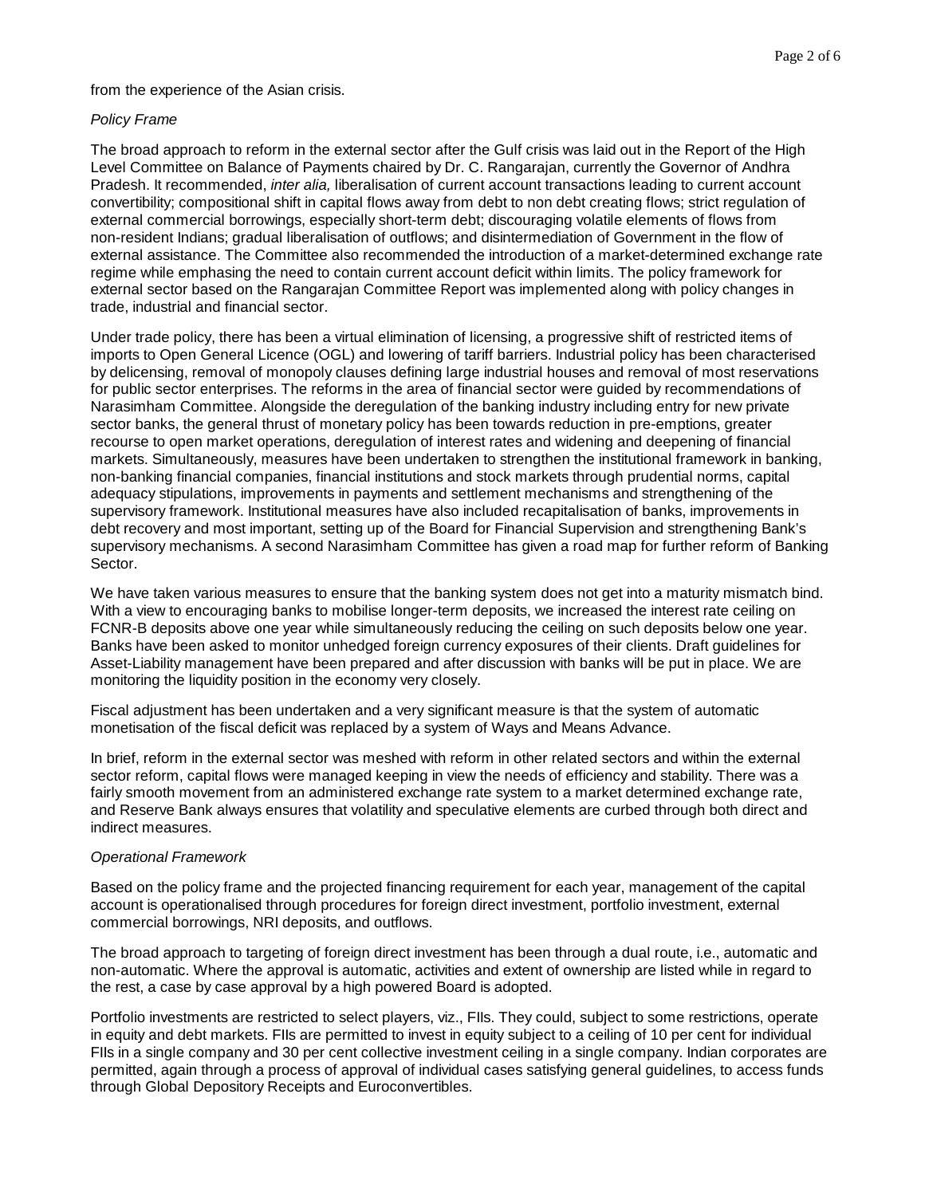from the experience of the Asian crisis.

*Policy Frame*

The broad approach to reform in the external sector after the Gulf crisis was laid out in the Report of the High Level Committee on Balance of Payments chaired by Dr. C. Rangarajan, currently the Governor of Andhra Pradesh. It recommended, *inter alia,* liberalisation of current account transactions leading to current account convertibility; compositional shift in capital flows away from debt to non debt creating flows; strict regulation of external commercial borrowings, especially short-term debt; discouraging volatile elements of flows from non-resident Indians; gradual liberalisation of outflows; and disintermediation of Government in the flow of external assistance. The Committee also recommended the introduction of a market-determined exchange rate regime while emphasing the need to contain current account deficit within limits. The policy framework for external sector based on the Rangarajan Committee Report was implemented along with policy changes in trade, industrial and financial sector.

Under trade policy, there has been a virtual elimination of licensing, a progressive shift of restricted items of imports to Open General Licence (OGL) and lowering of tariff barriers. Industrial policy has been characterised by delicensing, removal of monopoly clauses defining large industrial houses and removal of most reservations for public sector enterprises. The reforms in the area of financial sector were guided by recommendations of Narasimham Committee. Alongside the deregulation of the banking industry including entry for new private sector banks, the general thrust of monetary policy has been towards reduction in pre-emptions, greater recourse to open market operations, deregulation of interest rates and widening and deepening of financial markets. Simultaneously, measures have been undertaken to strengthen the institutional framework in banking, non-banking financial companies, financial institutions and stock markets through prudential norms, capital adequacy stipulations, improvements in payments and settlement mechanisms and strengthening of the supervisory framework. Institutional measures have also included recapitalisation of banks, improvements in debt recovery and most important, setting up of the Board for Financial Supervision and strengthening Bank's supervisory mechanisms. A second Narasimham Committee has given a road map for further reform of Banking Sector.

We have taken various measures to ensure that the banking system does not get into a maturity mismatch bind. With a view to encouraging banks to mobilise longer-term deposits, we increased the interest rate ceiling on FCNR-B deposits above one year while simultaneously reducing the ceiling on such deposits below one year. Banks have been asked to monitor unhedged foreign currency exposures of their clients. Draft guidelines for Asset-Liability management have been prepared and after discussion with banks will be put in place. We are monitoring the liquidity position in the economy very closely.

Fiscal adjustment has been undertaken and a very significant measure is that the system of automatic monetisation of the fiscal deficit was replaced by a system of Ways and Means Advance.

In brief, reform in the external sector was meshed with reform in other related sectors and within the external sector reform, capital flows were managed keeping in view the needs of efficiency and stability. There was a fairly smooth movement from an administered exchange rate system to a market determined exchange rate, and Reserve Bank always ensures that volatility and speculative elements are curbed through both direct and indirect measures.

*Operational Framework*

Based on the policy frame and the projected financing requirement for each year, management of the capital account is operationalised through procedures for foreign direct investment, portfolio investment, external commercial borrowings, NRI deposits, and outflows.

The broad approach to targeting of foreign direct investment has been through a dual route, i.e., automatic and non-automatic. Where the approval is automatic, activities and extent of ownership are listed while in regard to the rest, a case by case approval by a high powered Board is adopted.

Portfolio investments are restricted to select players, viz., FIIs. They could, subject to some restrictions, operate in equity and debt markets. FIIs are permitted to invest in equity subject to a ceiling of 10 per cent for individual FIIs in a single company and 30 per cent collective investment ceiling in a single company. Indian corporates are permitted, again through a process of approval of individual cases satisfying general guidelines, to access funds through Global Depository Receipts and Euroconvertibles.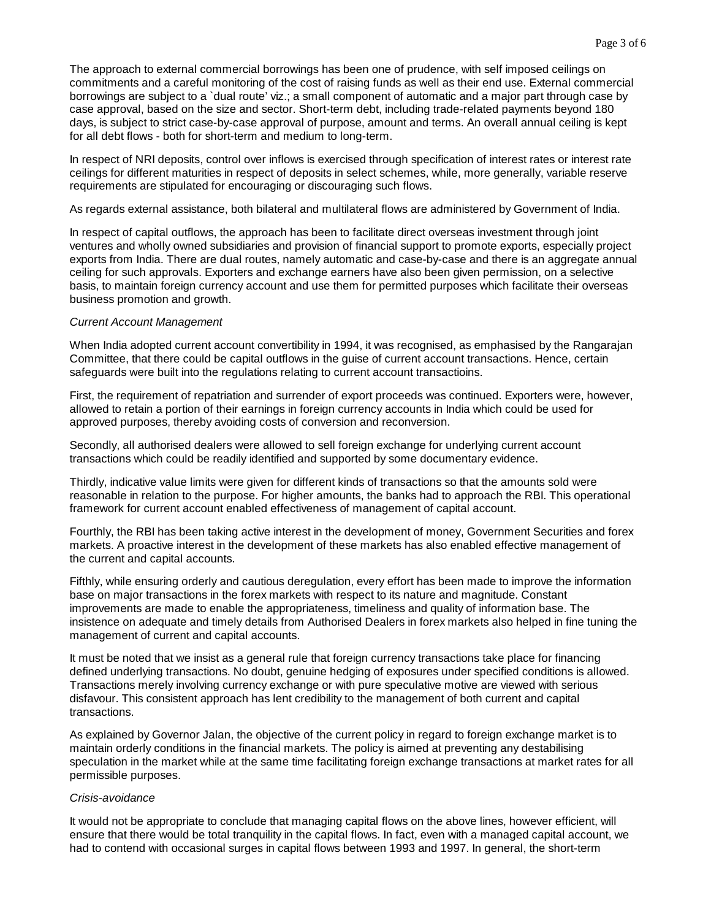The approach to external commercial borrowings has been one of prudence, with self imposed ceilings on commitments and a careful monitoring of the cost of raising funds as well as their end use. External commercial borrowings are subject to a `dual route' viz.; a small component of automatic and a major part through case by case approval, based on the size and sector. Short-term debt, including trade-related payments beyond 180 days, is subject to strict case-by-case approval of purpose, amount and terms. An overall annual ceiling is kept for all debt flows - both for short-term and medium to long-term.

In respect of NRI deposits, control over inflows is exercised through specification of interest rates or interest rate ceilings for different maturities in respect of deposits in select schemes, while, more generally, variable reserve requirements are stipulated for encouraging or discouraging such flows.

As regards external assistance, both bilateral and multilateral flows are administered by Government of India.

In respect of capital outflows, the approach has been to facilitate direct overseas investment through joint ventures and wholly owned subsidiaries and provision of financial support to promote exports, especially project exports from India. There are dual routes, namely automatic and case-by-case and there is an aggregate annual ceiling for such approvals. Exporters and exchange earners have also been given permission, on a selective basis, to maintain foreign currency account and use them for permitted purposes which facilitate their overseas business promotion and growth.

*Current Account Management*

When India adopted current account convertibility in 1994, it was recognised, as emphasised by the Rangarajan Committee, that there could be capital outflows in the guise of current account transactions. Hence, certain safeguards were built into the regulations relating to current account transactioins.

First, the requirement of repatriation and surrender of export proceeds was continued. Exporters were, however, allowed to retain a portion of their earnings in foreign currency accounts in India which could be used for approved purposes, thereby avoiding costs of conversion and reconversion.

Secondly, all authorised dealers were allowed to sell foreign exchange for underlying current account transactions which could be readily identified and supported by some documentary evidence.

Thirdly, indicative value limits were given for different kinds of transactions so that the amounts sold were reasonable in relation to the purpose. For higher amounts, the banks had to approach the RBI. This operational framework for current account enabled effectiveness of management of capital account.

Fourthly, the RBI has been taking active interest in the development of money, Government Securities and forex markets. A proactive interest in the development of these markets has also enabled effective management of the current and capital accounts.

Fifthly, while ensuring orderly and cautious deregulation, every effort has been made to improve the information base on major transactions in the forex markets with respect to its nature and magnitude. Constant improvements are made to enable the appropriateness, timeliness and quality of information base. The insistence on adequate and timely details from Authorised Dealers in forex markets also helped in fine tuning the management of current and capital accounts.

It must be noted that we insist as a general rule that foreign currency transactions take place for financing defined underlying transactions. No doubt, genuine hedging of exposures under specified conditions is allowed. Transactions merely involving currency exchange or with pure speculative motive are viewed with serious disfavour. This consistent approach has lent credibility to the management of both current and capital transactions.

As explained by Governor Jalan, the objective of the current policy in regard to foreign exchange market is to maintain orderly conditions in the financial markets. The policy is aimed at preventing any destabilising speculation in the market while at the same time facilitating foreign exchange transactions at market rates for all permissible purposes.

*Crisis-avoidance*

It would not be appropriate to conclude that managing capital flows on the above lines, however efficient, will ensure that there would be total tranquility in the capital flows. In fact, even with a managed capital account, we had to contend with occasional surges in capital flows between 1993 and 1997. In general, the short-term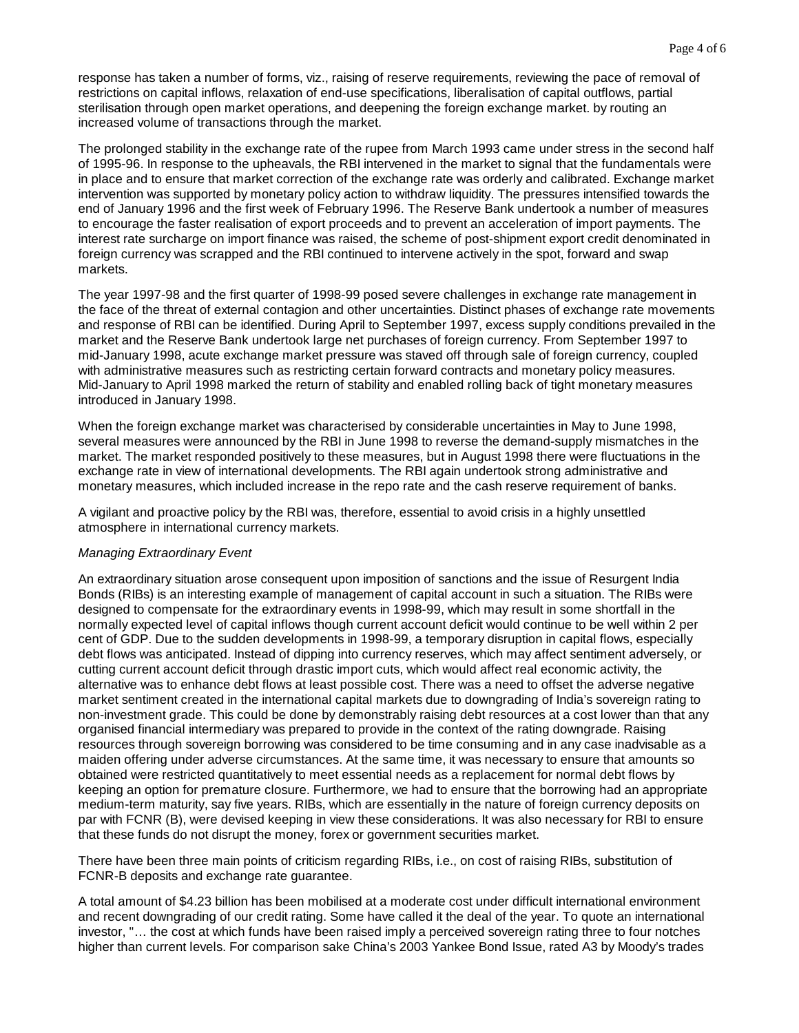response has taken a number of forms, viz., raising of reserve requirements, reviewing the pace of removal of restrictions on capital inflows, relaxation of end-use specifications, liberalisation of capital outflows, partial sterilisation through open market operations, and deepening the foreign exchange market. by routing an increased volume of transactions through the market.

The prolonged stability in the exchange rate of the rupee from March 1993 came under stress in the second half of 1995-96. In response to the upheavals, the RBI intervened in the market to signal that the fundamentals were in place and to ensure that market correction of the exchange rate was orderly and calibrated. Exchange market intervention was supported by monetary policy action to withdraw liquidity. The pressures intensified towards the end of January 1996 and the first week of February 1996. The Reserve Bank undertook a number of measures to encourage the faster realisation of export proceeds and to prevent an acceleration of import payments. The interest rate surcharge on import finance was raised, the scheme of post-shipment export credit denominated in foreign currency was scrapped and the RBI continued to intervene actively in the spot, forward and swap markets.

The year 1997-98 and the first quarter of 1998-99 posed severe challenges in exchange rate management in the face of the threat of external contagion and other uncertainties. Distinct phases of exchange rate movements and response of RBI can be identified. During April to September 1997, excess supply conditions prevailed in the market and the Reserve Bank undertook large net purchases of foreign currency. From September 1997 to mid-January 1998, acute exchange market pressure was staved off through sale of foreign currency, coupled with administrative measures such as restricting certain forward contracts and monetary policy measures. Mid-January to April 1998 marked the return of stability and enabled rolling back of tight monetary measures introduced in January 1998.

When the foreign exchange market was characterised by considerable uncertainties in May to June 1998, several measures were announced by the RBI in June 1998 to reverse the demand-supply mismatches in the market. The market responded positively to these measures, but in August 1998 there were fluctuations in the exchange rate in view of international developments. The RBI again undertook strong administrative and monetary measures, which included increase in the repo rate and the cash reserve requirement of banks.

A vigilant and proactive policy by the RBI was, therefore, essential to avoid crisis in a highly unsettled atmosphere in international currency markets.

*Managing Extraordinary Event*

An extraordinary situation arose consequent upon imposition of sanctions and the issue of Resurgent India Bonds (RIBs) is an interesting example of management of capital account in such a situation. The RIBs were designed to compensate for the extraordinary events in 1998-99, which may result in some shortfall in the normally expected level of capital inflows though current account deficit would continue to be well within 2 per cent of GDP. Due to the sudden developments in 1998-99, a temporary disruption in capital flows, especially debt flows was anticipated. Instead of dipping into currency reserves, which may affect sentiment adversely, or cutting current account deficit through drastic import cuts, which would affect real economic activity, the alternative was to enhance debt flows at least possible cost. There was a need to offset the adverse negative market sentiment created in the international capital markets due to downgrading of India's sovereign rating to non-investment grade. This could be done by demonstrably raising debt resources at a cost lower than that any organised financial intermediary was prepared to provide in the context of the rating downgrade. Raising resources through sovereign borrowing was considered to be time consuming and in any case inadvisable as a maiden offering under adverse circumstances. At the same time, it was necessary to ensure that amounts so obtained were restricted quantitatively to meet essential needs as a replacement for normal debt flows by keeping an option for premature closure. Furthermore, we had to ensure that the borrowing had an appropriate medium-term maturity, say five years. RIBs, which are essentially in the nature of foreign currency deposits on par with FCNR (B), were devised keeping in view these considerations. It was also necessary for RBI to ensure that these funds do not disrupt the money, forex or government securities market.

There have been three main points of criticism regarding RIBs, i.e., on cost of raising RIBs, substitution of FCNR-B deposits and exchange rate guarantee.

A total amount of $4.23 billion has been mobilised at a moderate cost under difficult international environment and recent downgrading of our credit rating. Some have called it the deal of the year. To quote an international investor, "… the cost at which funds have been raised imply a perceived sovereign rating three to four notches higher than current levels. For comparison sake China's 2003 Yankee Bond Issue, rated A3 by Moody's trades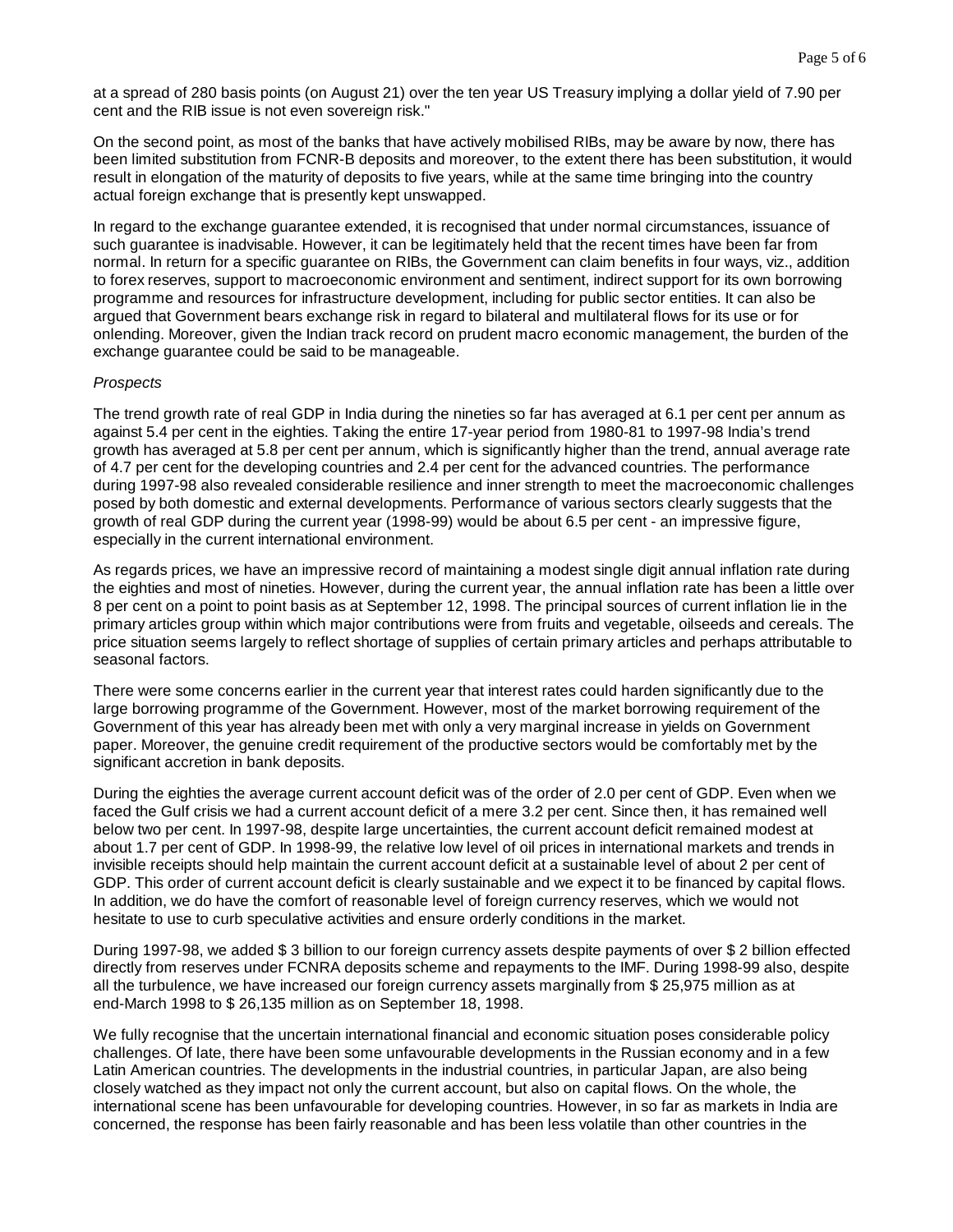at a spread of 280 basis points (on August 21) over the ten year US Treasury implying a dollar yield of 7.90 per cent and the RIB issue is not even sovereign risk."

On the second point, as most of the banks that have actively mobilised RIBs, may be aware by now, there has been limited substitution from FCNR-B deposits and moreover, to the extent there has been substitution, it would result in elongation of the maturity of deposits to five years, while at the same time bringing into the country actual foreign exchange that is presently kept unswapped.

In regard to the exchange guarantee extended, it is recognised that under normal circumstances, issuance of such guarantee is inadvisable. However, it can be legitimately held that the recent times have been far from normal. In return for a specific guarantee on RIBs, the Government can claim benefits in four ways, viz., addition to forex reserves, support to macroeconomic environment and sentiment, indirect support for its own borrowing programme and resources for infrastructure development, including for public sector entities. It can also be argued that Government bears exchange risk in regard to bilateral and multilateral flows for its use or for onlending. Moreover, given the Indian track record on prudent macro economic management, the burden of the exchange guarantee could be said to be manageable.

*Prospects*

The trend growth rate of real GDP in India during the nineties so far has averaged at 6.1 per cent per annum as against 5.4 per cent in the eighties. Taking the entire 17-year period from 1980-81 to 1997-98 India's trend growth has averaged at 5.8 per cent per annum, which is significantly higher than the trend, annual average rate of 4.7 per cent for the developing countries and 2.4 per cent for the advanced countries. The performance during 1997-98 also revealed considerable resilience and inner strength to meet the macroeconomic challenges posed by both domestic and external developments. Performance of various sectors clearly suggests that the growth of real GDP during the current year (1998-99) would be about 6.5 per cent - an impressive figure, especially in the current international environment.

As regards prices, we have an impressive record of maintaining a modest single digit annual inflation rate during the eighties and most of nineties. However, during the current year, the annual inflation rate has been a little over 8 per cent on a point to point basis as at September 12, 1998. The principal sources of current inflation lie in the primary articles group within which major contributions were from fruits and vegetable, oilseeds and cereals. The price situation seems largely to reflect shortage of supplies of certain primary articles and perhaps attributable to seasonal factors.

There were some concerns earlier in the current year that interest rates could harden significantly due to the large borrowing programme of the Government. However, most of the market borrowing requirement of the Government of this year has already been met with only a very marginal increase in yields on Government paper. Moreover, the genuine credit requirement of the productive sectors would be comfortably met by the significant accretion in bank deposits.

During the eighties the average current account deficit was of the order of 2.0 per cent of GDP. Even when we faced the Gulf crisis we had a current account deficit of a mere 3.2 per cent. Since then, it has remained well below two per cent. In 1997-98, despite large uncertainties, the current account deficit remained modest at about 1.7 per cent of GDP. In 1998-99, the relative low level of oil prices in international markets and trends in invisible receipts should help maintain the current account deficit at a sustainable level of about 2 per cent of GDP. This order of current account deficit is clearly sustainable and we expect it to be financed by capital flows. In addition, we do have the comfort of reasonable level of foreign currency reserves, which we would not hesitate to use to curb speculative activities and ensure orderly conditions in the market.

During 1997-98, we added $ 3 billion to our foreign currency assets despite payments of over $ 2 billion effected directly from reserves under FCNRA deposits scheme and repayments to the IMF. During 1998-99 also, despite all the turbulence, we have increased our foreign currency assets marginally from $ 25,975 million as at end-March 1998 to $ 26,135 million as on September 18, 1998.

We fully recognise that the uncertain international financial and economic situation poses considerable policy challenges. Of late, there have been some unfavourable developments in the Russian economy and in a few Latin American countries. The developments in the industrial countries, in particular Japan, are also being closely watched as they impact not only the current account, but also on capital flows. On the whole, the international scene has been unfavourable for developing countries. However, in so far as markets in India are concerned, the response has been fairly reasonable and has been less volatile than other countries in the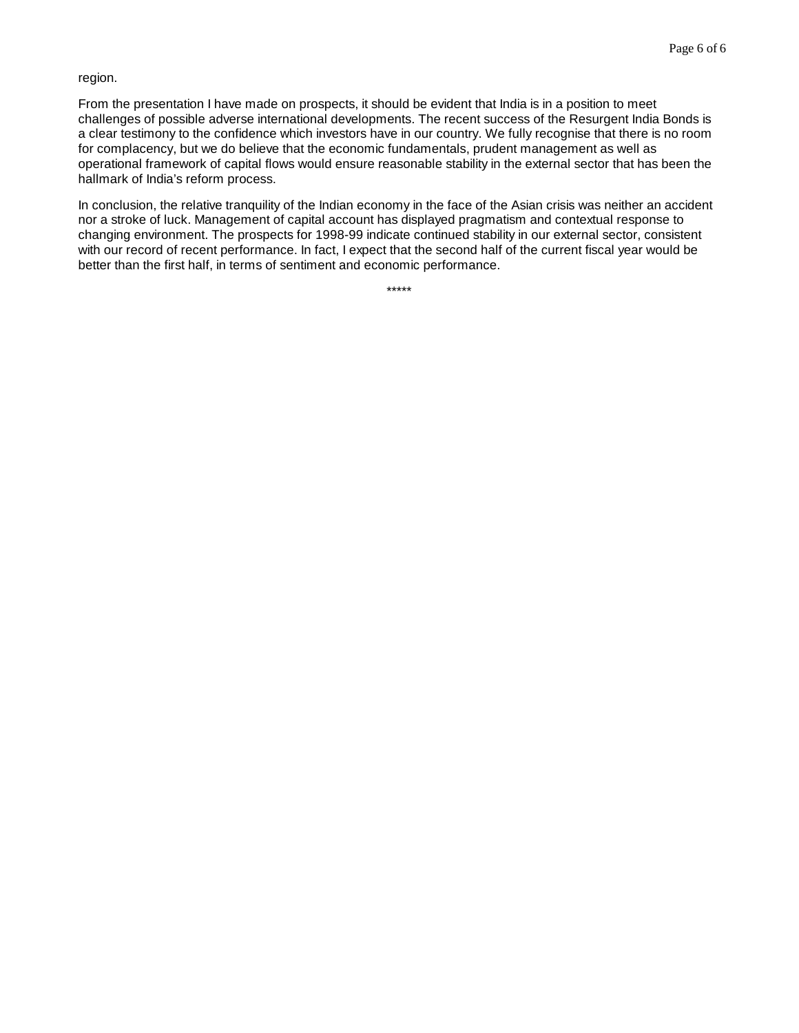region.

From the presentation I have made on prospects, it should be evident that India is in a position to meet challenges of possible adverse international developments. The recent success of the Resurgent India Bonds is a clear testimony to the confidence which investors have in our country. We fully recognise that there is no room for complacency, but we do believe that the economic fundamentals, prudent management as well as operational framework of capital flows would ensure reasonable stability in the external sector that has been the hallmark of India's reform process.

In conclusion, the relative tranquility of the Indian economy in the face of the Asian crisis was neither an accident nor a stroke of luck. Management of capital account has displayed pragmatism and contextual response to changing environment. The prospects for 1998-99 indicate continued stability in our external sector, consistent with our record of recent performance. In fact, I expect that the second half of the current fiscal year would be better than the first half, in terms of sentiment and economic performance.

*****